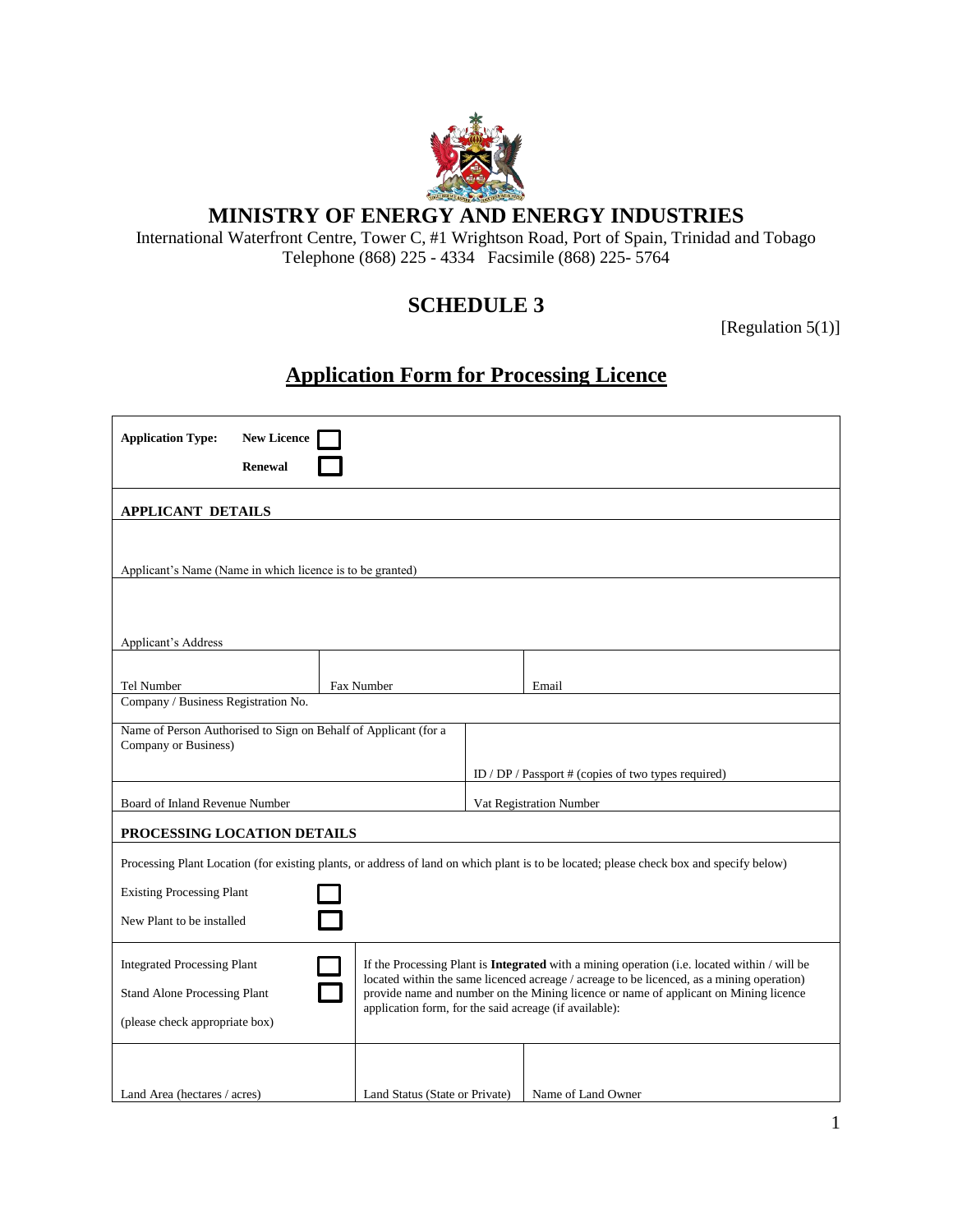# MINISTRY OF ENERGY AND ENERGY INDUSTRIES

International Waterfront Centre, Tower C, #1 Wrightson Road, Port of Spain, Trinidad and Tobago
Telephone (868) 225 - 4334 Facsimile (868) 225- 5764

## SCHEDULE 3

[Regulation 5(1)]

## Application Form for Processing Licence

**Application Type:** **New Licence** ☐

**Renewal** ☐

**APPLICANT DETAILS**

| |
|---|
| Applicant's Name (Name in which licence is to be granted) |
| Applicant's Address |

| | | |
|---|---|---|
| Tel Number | Fax Number | Email |

Company / Business Registration No.

| | |
|---|---|
| Name of Person Authorised to Sign on Behalf of Applicant (for a Company or Business) | ID / DP / Passport # (copies of two types required) |
| Board of Inland Revenue Number | Vat Registration Number |

**PROCESSING LOCATION DETAILS**

Processing Plant Location (for existing plants, or address of land on which plant is to be located; please check box and specify below)

Existing Processing Plant ☐

New Plant to be installed ☐

| | |
|---|---|
| Integrated Processing Plant ☐<br>Stand Alone Processing Plant ☐<br>(please check appropriate box) | If the Processing Plant is **Integrated** with a mining operation (i.e. located within / will be located within the same licenced acreage / acreage to be licenced, as a mining operation) provide name and number on the Mining licence or name of applicant on Mining licence application form, for the said acreage (if available): |

| | | |
|---|---|---|
| Land Area (hectares / acres) | Land Status (State or Private) | Name of Land Owner |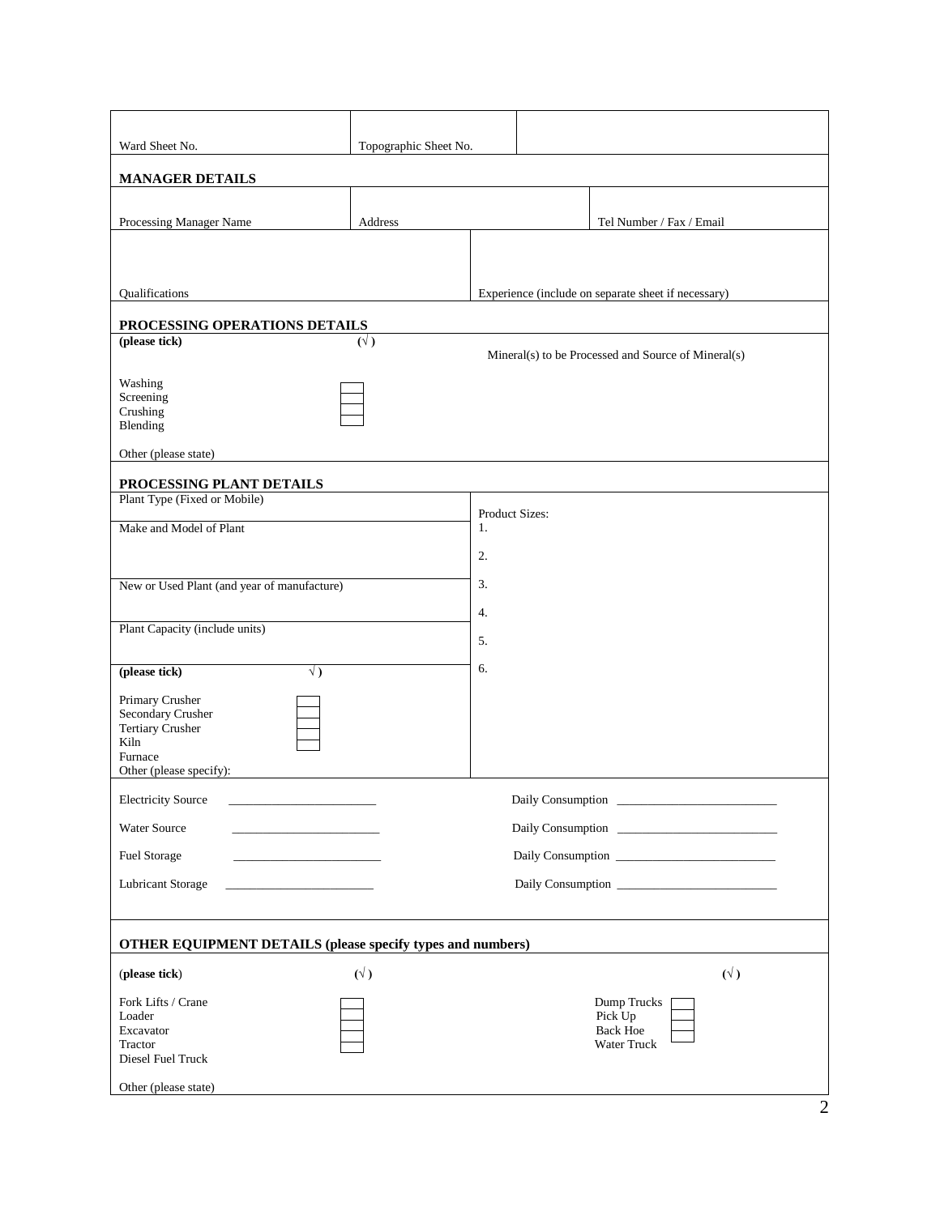| Ward Sheet No. | Topographic Sheet No. | |
|---|---|---|

## MANAGER DETAILS

| Processing Manager Name | Address | Tel Number / Fax / Email |
|---|---|---|

| Qualifications | Experience (include on separate sheet if necessary) |
|---|---|

## PROCESSING OPERATIONS DETAILS

**(please tick)** **(√ )**

Mineral(s) to be Processed and Source of Mineral(s)

- Washing ☐
- Screening ☐
- Crushing ☐
- Blending ☐

Other (please state)

## PROCESSING PLANT DETAILS

| | |
|---|---|
| Plant Type (Fixed or Mobile) | Product Sizes: |
| Make and Model of Plant | 1. |
| | 2. |
| New or Used Plant (and year of manufacture) | 3. |
| | 4. |
| Plant Capacity (include units) | 5. |
| **(please tick)** √ ) | 6. |

- Primary Crusher ☐
- Secondary Crusher ☐
- Tertiary Crusher ☐
- Kiln ☐
- Furnace ☐
- Other (please specify):

Electricity Source ________________________ Daily Consumption __________________________

Water Source ________________________ Daily Consumption __________________________

Fuel Storage ________________________ Daily Consumption __________________________

Lubricant Storage ________________________ Daily Consumption __________________________

## OTHER EQUIPMENT DETAILS (please specify types and numbers)

(**please tick**) **(√ )** **(√ )**

- Fork Lifts / Crane ☐
- Loader ☐
- Excavator ☐
- Tractor ☐
- Diesel Fuel Truck
- Dump Trucks ☐
- Pick Up ☐
- Back Hoe ☐
- Water Truck

Other (please state)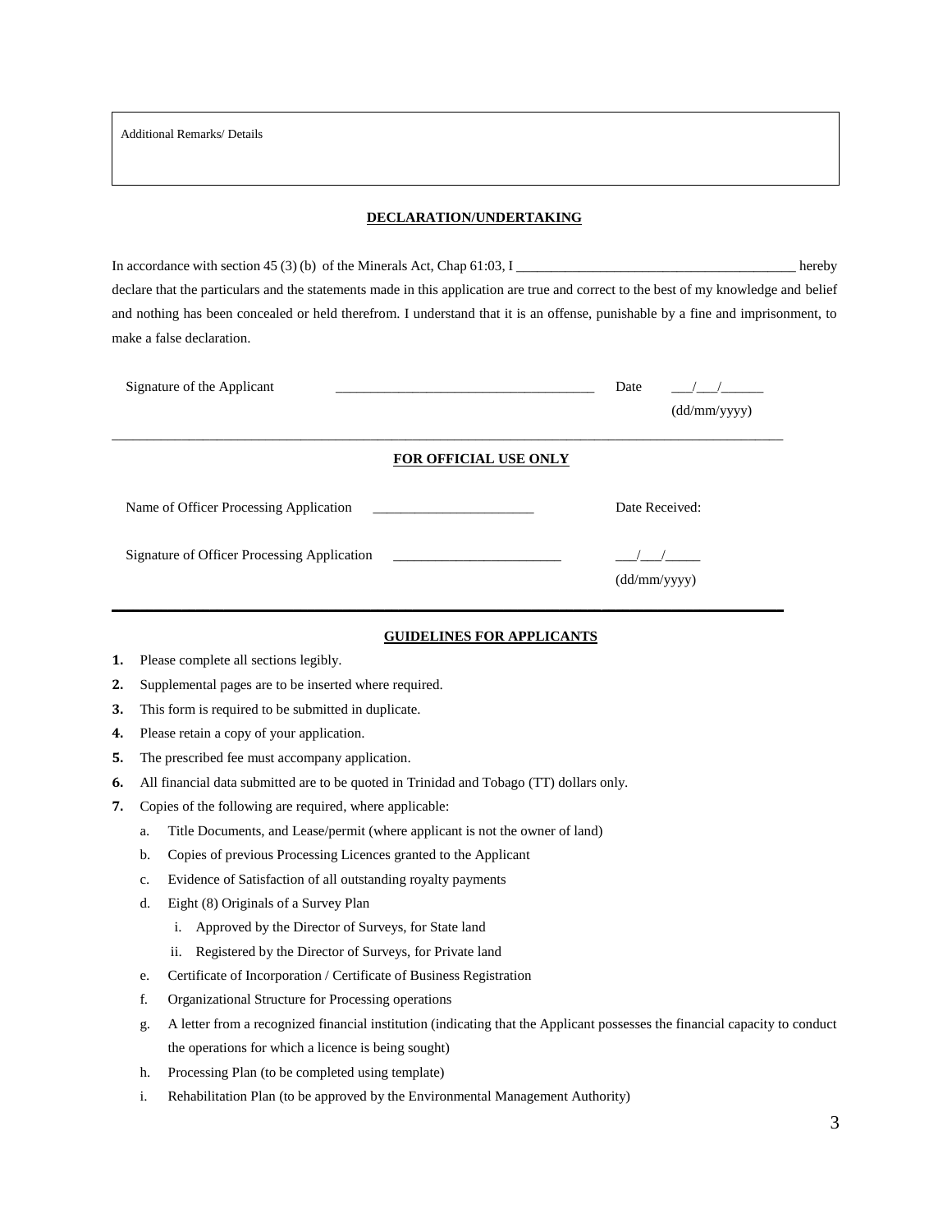| Additional Remarks/ Details |
|---|
| |

**DECLARATION/UNDERTAKING**

In accordance with section 45 (3) (b) of the Minerals Act, Chap 61:03, I ________________________________________ hereby declare that the particulars and the statements made in this application are true and correct to the best of my knowledge and belief and nothing has been concealed or held therefrom. I understand that it is an offense, punishable by a fine and imprisonment, to make a false declaration.

Signature of the Applicant _____________________________________ Date ___/___/______
(dd/mm/yyyy)

**FOR OFFICIAL USE ONLY**

Name of Officer Processing Application _______________________ Date Received:

Signature of Officer Processing Application ________________________ ___/___/_____
(dd/mm/yyyy)

**GUIDELINES FOR APPLICANTS**

1. Please complete all sections legibly.
2. Supplemental pages are to be inserted where required.
3. This form is required to be submitted in duplicate.
4. Please retain a copy of your application.
5. The prescribed fee must accompany application.
6. All financial data submitted are to be quoted in Trinidad and Tobago (TT) dollars only.
7. Copies of the following are required, where applicable:
   a. Title Documents, and Lease/permit (where applicant is not the owner of land)
   b. Copies of previous Processing Licences granted to the Applicant
   c. Evidence of Satisfaction of all outstanding royalty payments
   d. Eight (8) Originals of a Survey Plan
      i. Approved by the Director of Surveys, for State land
      ii. Registered by the Director of Surveys, for Private land
   e. Certificate of Incorporation / Certificate of Business Registration
   f. Organizational Structure for Processing operations
   g. A letter from a recognized financial institution (indicating that the Applicant possesses the financial capacity to conduct the operations for which a licence is being sought)
   h. Processing Plan (to be completed using template)
   i. Rehabilitation Plan (to be approved by the Environmental Management Authority)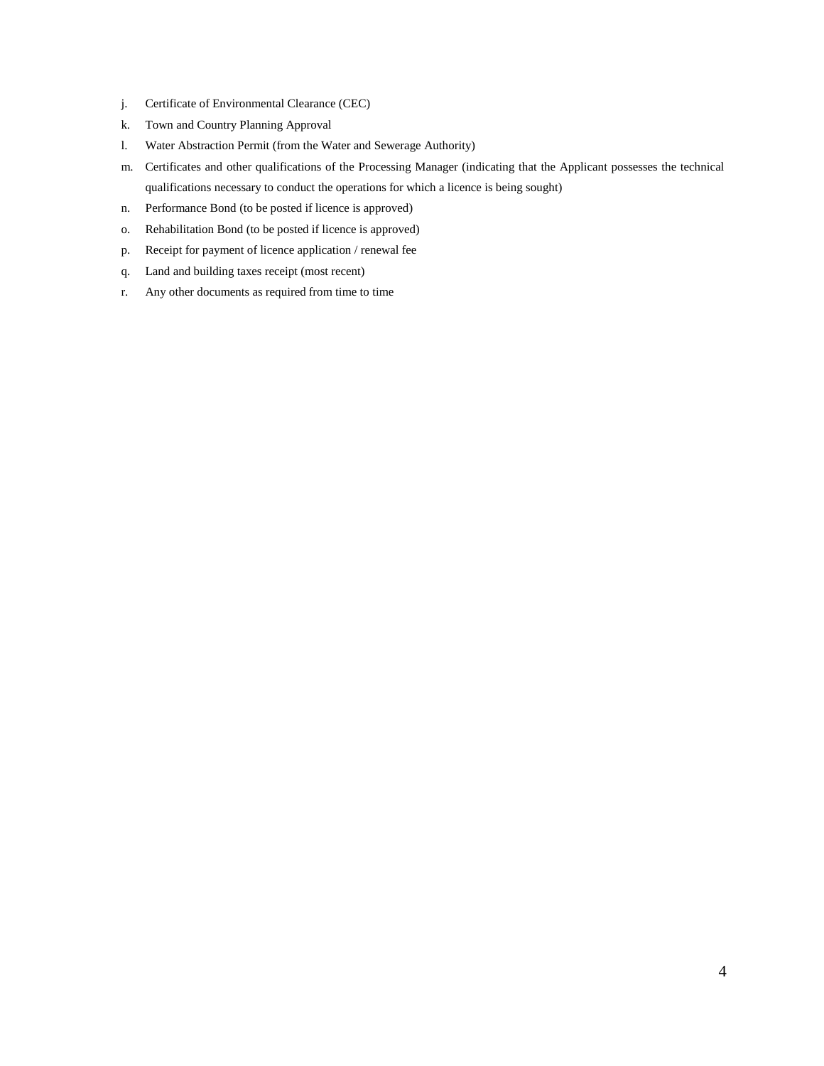j. Certificate of Environmental Clearance (CEC)
k. Town and Country Planning Approval
l. Water Abstraction Permit (from the Water and Sewerage Authority)
m. Certificates and other qualifications of the Processing Manager (indicating that the Applicant possesses the technical qualifications necessary to conduct the operations for which a licence is being sought)
n. Performance Bond (to be posted if licence is approved)
o. Rehabilitation Bond (to be posted if licence is approved)
p. Receipt for payment of licence application / renewal fee
q. Land and building taxes receipt (most recent)
r. Any other documents as required from time to time